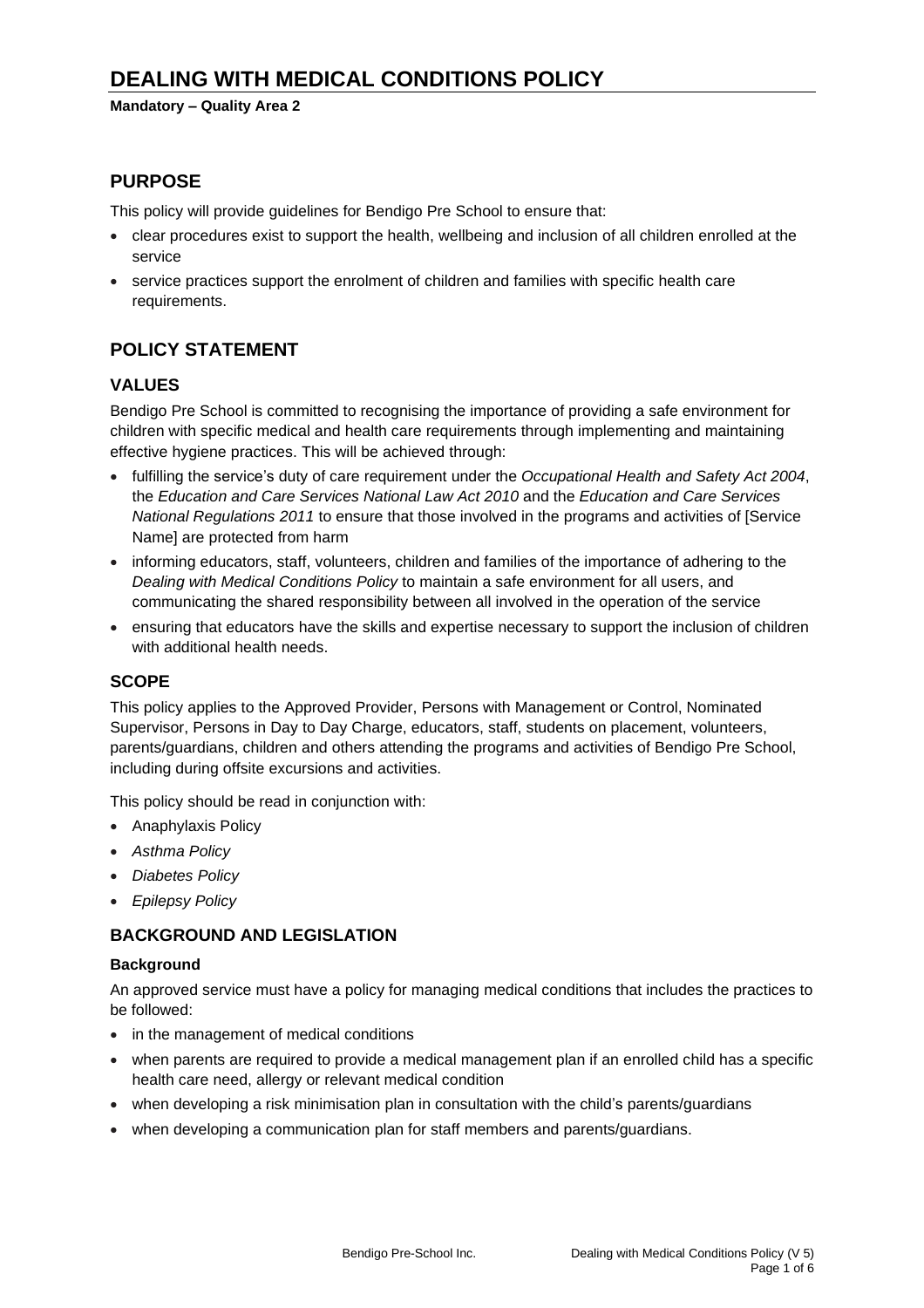# DEALING WITH MEDICAL CONDITIONS POLICY

**Mandatory – Quality Area 2**

## PURPOSE

This policy will provide guidelines for Bendigo Pre School to ensure that:

- clear procedures exist to support the health, wellbeing and inclusion of all children enrolled at the service
- service practices support the enrolment of children and families with specific health care requirements.

## POLICY STATEMENT

### VALUES

Bendigo Pre School is committed to recognising the importance of providing a safe environment for children with specific medical and health care requirements through implementing and maintaining effective hygiene practices. This will be achieved through:

- fulfilling the service's duty of care requirement under the *Occupational Health and Safety Act 2004*, the *Education and Care Services National Law Act 2010* and the *Education and Care Services National Regulations 2011* to ensure that those involved in the programs and activities of [Service Name] are protected from harm
- informing educators, staff, volunteers, children and families of the importance of adhering to the *Dealing with Medical Conditions Policy* to maintain a safe environment for all users, and communicating the shared responsibility between all involved in the operation of the service
- ensuring that educators have the skills and expertise necessary to support the inclusion of children with additional health needs.

### SCOPE

This policy applies to the Approved Provider, Persons with Management or Control, Nominated Supervisor, Persons in Day to Day Charge, educators, staff, students on placement, volunteers, parents/guardians, children and others attending the programs and activities of Bendigo Pre School, including during offsite excursions and activities.

This policy should be read in conjunction with:

- Anaphylaxis Policy
- *Asthma Policy*
- *Diabetes Policy*
- *Epilepsy Policy*

### BACKGROUND AND LEGISLATION

#### Background

An approved service must have a policy for managing medical conditions that includes the practices to be followed:

- in the management of medical conditions
- when parents are required to provide a medical management plan if an enrolled child has a specific health care need, allergy or relevant medical condition
- when developing a risk minimisation plan in consultation with the child's parents/guardians
- when developing a communication plan for staff members and parents/guardians.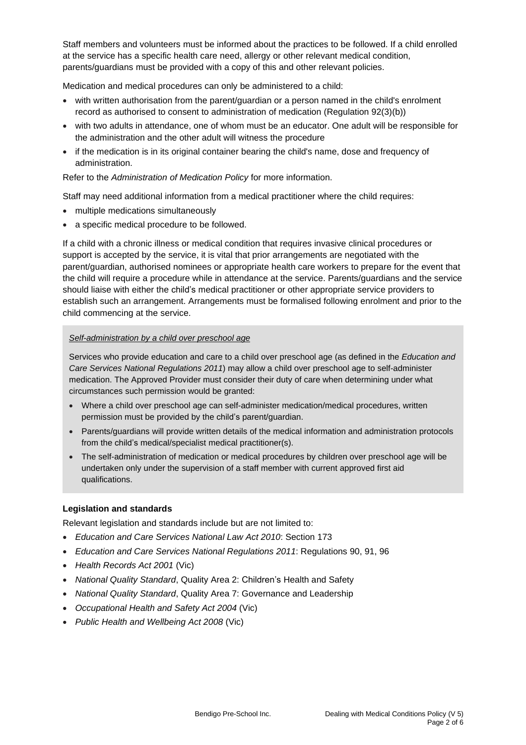Staff members and volunteers must be informed about the practices to be followed. If a child enrolled at the service has a specific health care need, allergy or other relevant medical condition, parents/guardians must be provided with a copy of this and other relevant policies.

Medication and medical procedures can only be administered to a child:

- with written authorisation from the parent/guardian or a person named in the child's enrolment record as authorised to consent to administration of medication (Regulation 92(3)(b))
- with two adults in attendance, one of whom must be an educator. One adult will be responsible for the administration and the other adult will witness the procedure
- if the medication is in its original container bearing the child's name, dose and frequency of administration.

Refer to the *Administration of Medication Policy* for more information.

Staff may need additional information from a medical practitioner where the child requires:

- multiple medications simultaneously
- a specific medical procedure to be followed.

If a child with a chronic illness or medical condition that requires invasive clinical procedures or support is accepted by the service, it is vital that prior arrangements are negotiated with the parent/guardian, authorised nominees or appropriate health care workers to prepare for the event that the child will require a procedure while in attendance at the service. Parents/guardians and the service should liaise with either the child's medical practitioner or other appropriate service providers to establish such an arrangement. Arrangements must be formalised following enrolment and prior to the child commencing at the service.

*Self-administration by a child over preschool age*

Services who provide education and care to a child over preschool age (as defined in the *Education and Care Services National Regulations 2011*) may allow a child over preschool age to self-administer medication. The Approved Provider must consider their duty of care when determining under what circumstances such permission would be granted:

- Where a child over preschool age can self-administer medication/medical procedures, written permission must be provided by the child's parent/guardian.
- Parents/guardians will provide written details of the medical information and administration protocols from the child's medical/specialist medical practitioner(s).
- The self-administration of medication or medical procedures by children over preschool age will be undertaken only under the supervision of a staff member with current approved first aid qualifications.

**Legislation and standards**

Relevant legislation and standards include but are not limited to:

- *Education and Care Services National Law Act 2010*: Section 173
- *Education and Care Services National Regulations 2011*: Regulations 90, 91, 96
- *Health Records Act 2001* (Vic)
- *National Quality Standard*, Quality Area 2: Children's Health and Safety
- *National Quality Standard*, Quality Area 7: Governance and Leadership
- *Occupational Health and Safety Act 2004* (Vic)
- *Public Health and Wellbeing Act 2008* (Vic)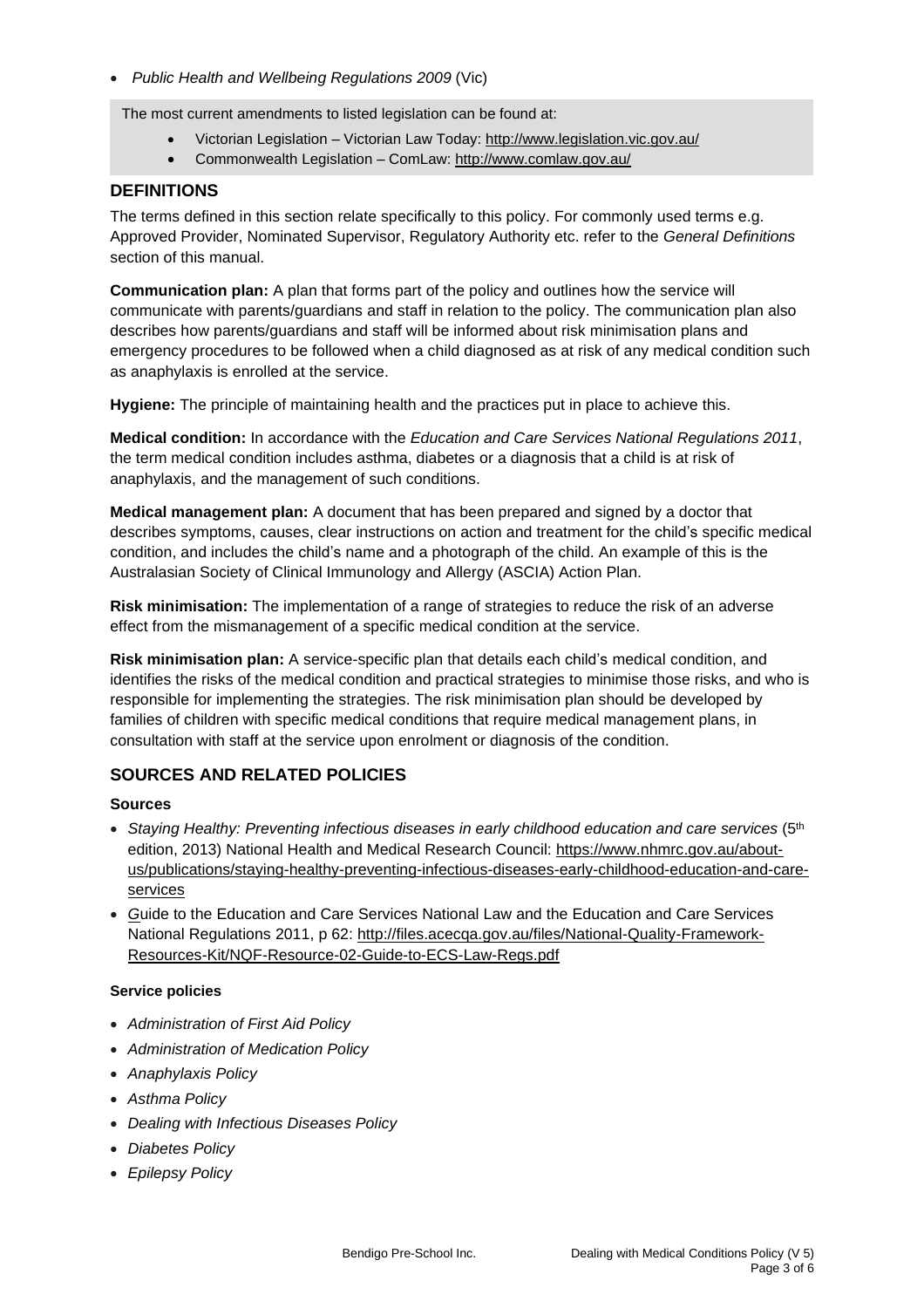- *Public Health and Wellbeing Regulations 2009* (Vic)

The most current amendments to listed legislation can be found at:

- Victorian Legislation – Victorian Law Today: http://www.legislation.vic.gov.au/
- Commonwealth Legislation – ComLaw: http://www.comlaw.gov.au/

## DEFINITIONS

The terms defined in this section relate specifically to this policy. For commonly used terms e.g. Approved Provider, Nominated Supervisor, Regulatory Authority etc. refer to the *General Definitions* section of this manual.

**Communication plan:** A plan that forms part of the policy and outlines how the service will communicate with parents/guardians and staff in relation to the policy. The communication plan also describes how parents/guardians and staff will be informed about risk minimisation plans and emergency procedures to be followed when a child diagnosed as at risk of any medical condition such as anaphylaxis is enrolled at the service.

**Hygiene:** The principle of maintaining health and the practices put in place to achieve this.

**Medical condition:** In accordance with the *Education and Care Services National Regulations 2011*, the term medical condition includes asthma, diabetes or a diagnosis that a child is at risk of anaphylaxis, and the management of such conditions.

**Medical management plan:** A document that has been prepared and signed by a doctor that describes symptoms, causes, clear instructions on action and treatment for the child's specific medical condition, and includes the child's name and a photograph of the child. An example of this is the Australasian Society of Clinical Immunology and Allergy (ASCIA) Action Plan.

**Risk minimisation:** The implementation of a range of strategies to reduce the risk of an adverse effect from the mismanagement of a specific medical condition at the service.

**Risk minimisation plan:** A service-specific plan that details each child's medical condition, and identifies the risks of the medical condition and practical strategies to minimise those risks, and who is responsible for implementing the strategies. The risk minimisation plan should be developed by families of children with specific medical conditions that require medical management plans, in consultation with staff at the service upon enrolment or diagnosis of the condition.

## SOURCES AND RELATED POLICIES

### Sources

- *Staying Healthy: Preventing infectious diseases in early childhood education and care services* (5th edition, 2013) National Health and Medical Research Council: https://www.nhmrc.gov.au/about-us/publications/staying-healthy-preventing-infectious-diseases-early-childhood-education-and-care-services
- Guide to the Education and Care Services National Law and the Education and Care Services National Regulations 2011, p 62: http://files.acecqa.gov.au/files/National-Quality-Framework-Resources-Kit/NQF-Resource-02-Guide-to-ECS-Law-Regs.pdf

### Service policies

- *Administration of First Aid Policy*
- *Administration of Medication Policy*
- *Anaphylaxis Policy*
- *Asthma Policy*
- *Dealing with Infectious Diseases Policy*
- *Diabetes Policy*
- *Epilepsy Policy*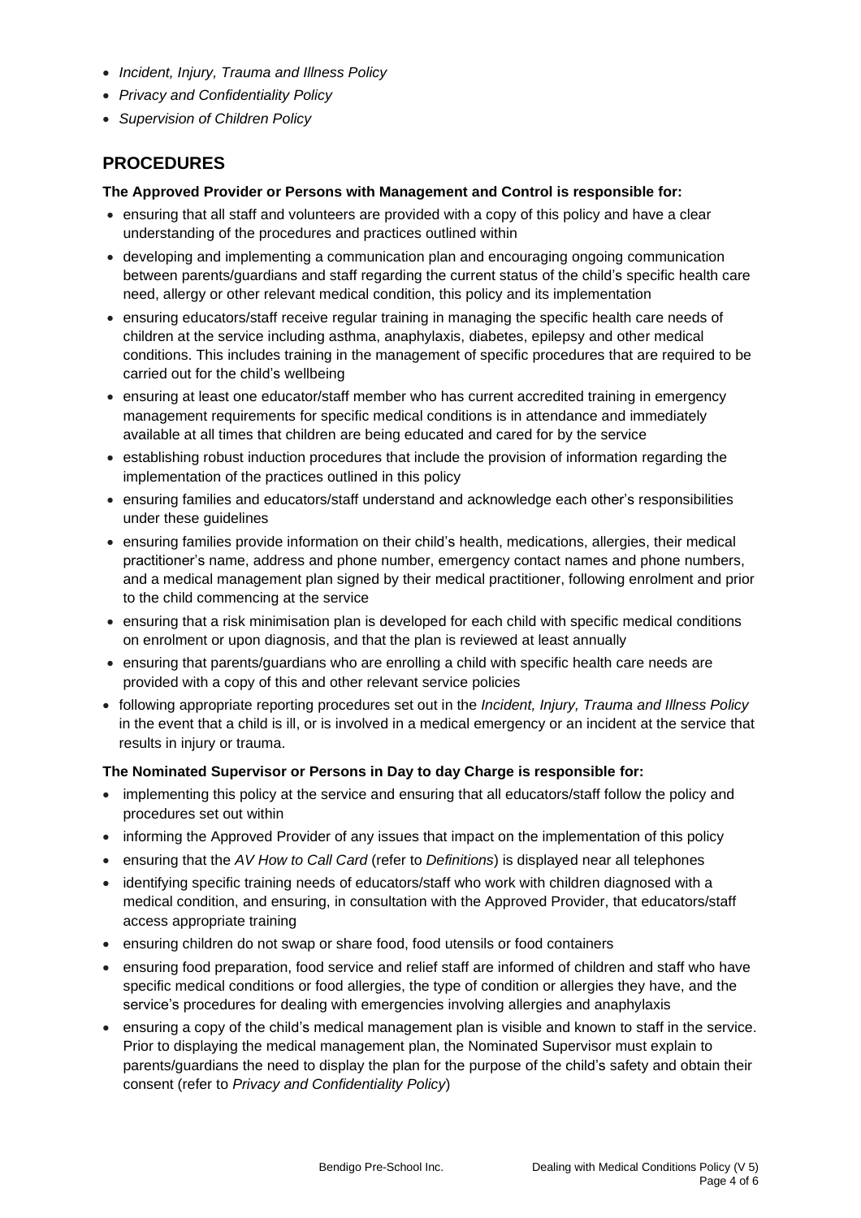- *Incident, Injury, Trauma and Illness Policy*
- *Privacy and Confidentiality Policy*
- *Supervision of Children Policy*

## PROCEDURES

**The Approved Provider or Persons with Management and Control is responsible for:**

- ensuring that all staff and volunteers are provided with a copy of this policy and have a clear understanding of the procedures and practices outlined within
- developing and implementing a communication plan and encouraging ongoing communication between parents/guardians and staff regarding the current status of the child's specific health care need, allergy or other relevant medical condition, this policy and its implementation
- ensuring educators/staff receive regular training in managing the specific health care needs of children at the service including asthma, anaphylaxis, diabetes, epilepsy and other medical conditions. This includes training in the management of specific procedures that are required to be carried out for the child's wellbeing
- ensuring at least one educator/staff member who has current accredited training in emergency management requirements for specific medical conditions is in attendance and immediately available at all times that children are being educated and cared for by the service
- establishing robust induction procedures that include the provision of information regarding the implementation of the practices outlined in this policy
- ensuring families and educators/staff understand and acknowledge each other's responsibilities under these guidelines
- ensuring families provide information on their child's health, medications, allergies, their medical practitioner's name, address and phone number, emergency contact names and phone numbers, and a medical management plan signed by their medical practitioner, following enrolment and prior to the child commencing at the service
- ensuring that a risk minimisation plan is developed for each child with specific medical conditions on enrolment or upon diagnosis, and that the plan is reviewed at least annually
- ensuring that parents/guardians who are enrolling a child with specific health care needs are provided with a copy of this and other relevant service policies
- following appropriate reporting procedures set out in the *Incident, Injury, Trauma and Illness Policy* in the event that a child is ill, or is involved in a medical emergency or an incident at the service that results in injury or trauma.

**The Nominated Supervisor or Persons in Day to day Charge is responsible for:**

- implementing this policy at the service and ensuring that all educators/staff follow the policy and procedures set out within
- informing the Approved Provider of any issues that impact on the implementation of this policy
- ensuring that the *AV How to Call Card* (refer to *Definitions*) is displayed near all telephones
- identifying specific training needs of educators/staff who work with children diagnosed with a medical condition, and ensuring, in consultation with the Approved Provider, that educators/staff access appropriate training
- ensuring children do not swap or share food, food utensils or food containers
- ensuring food preparation, food service and relief staff are informed of children and staff who have specific medical conditions or food allergies, the type of condition or allergies they have, and the service's procedures for dealing with emergencies involving allergies and anaphylaxis
- ensuring a copy of the child's medical management plan is visible and known to staff in the service. Prior to displaying the medical management plan, the Nominated Supervisor must explain to parents/guardians the need to display the plan for the purpose of the child's safety and obtain their consent (refer to *Privacy and Confidentiality Policy*)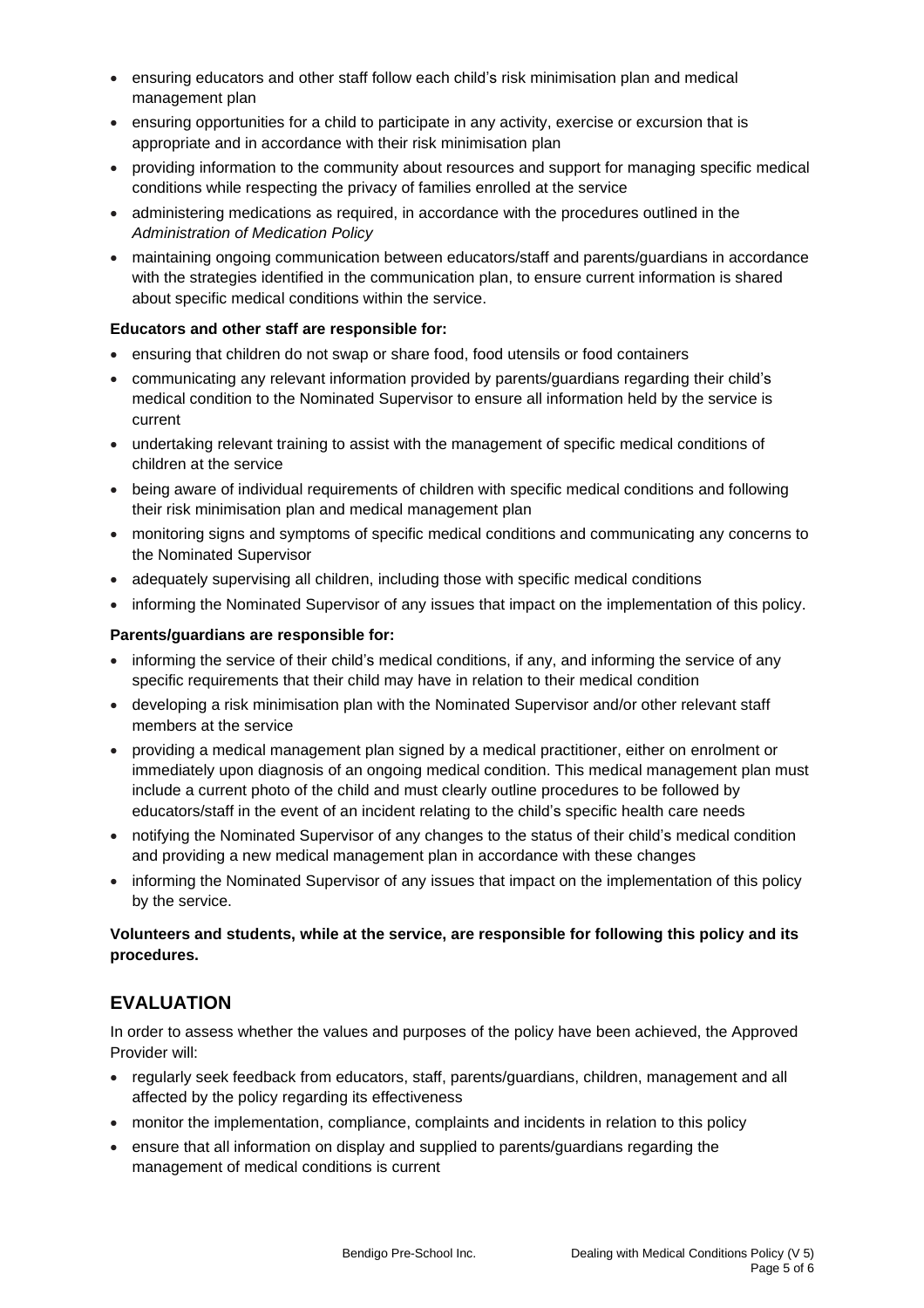- ensuring educators and other staff follow each child's risk minimisation plan and medical management plan
- ensuring opportunities for a child to participate in any activity, exercise or excursion that is appropriate and in accordance with their risk minimisation plan
- providing information to the community about resources and support for managing specific medical conditions while respecting the privacy of families enrolled at the service
- administering medications as required, in accordance with the procedures outlined in the *Administration of Medication Policy*
- maintaining ongoing communication between educators/staff and parents/guardians in accordance with the strategies identified in the communication plan, to ensure current information is shared about specific medical conditions within the service.

**Educators and other staff are responsible for:**

- ensuring that children do not swap or share food, food utensils or food containers
- communicating any relevant information provided by parents/guardians regarding their child's medical condition to the Nominated Supervisor to ensure all information held by the service is current
- undertaking relevant training to assist with the management of specific medical conditions of children at the service
- being aware of individual requirements of children with specific medical conditions and following their risk minimisation plan and medical management plan
- monitoring signs and symptoms of specific medical conditions and communicating any concerns to the Nominated Supervisor
- adequately supervising all children, including those with specific medical conditions
- informing the Nominated Supervisor of any issues that impact on the implementation of this policy.

**Parents/guardians are responsible for:**

- informing the service of their child's medical conditions, if any, and informing the service of any specific requirements that their child may have in relation to their medical condition
- developing a risk minimisation plan with the Nominated Supervisor and/or other relevant staff members at the service
- providing a medical management plan signed by a medical practitioner, either on enrolment or immediately upon diagnosis of an ongoing medical condition. This medical management plan must include a current photo of the child and must clearly outline procedures to be followed by educators/staff in the event of an incident relating to the child's specific health care needs
- notifying the Nominated Supervisor of any changes to the status of their child's medical condition and providing a new medical management plan in accordance with these changes
- informing the Nominated Supervisor of any issues that impact on the implementation of this policy by the service.

**Volunteers and students, while at the service, are responsible for following this policy and its procedures.**

## EVALUATION

In order to assess whether the values and purposes of the policy have been achieved, the Approved Provider will:

- regularly seek feedback from educators, staff, parents/guardians, children, management and all affected by the policy regarding its effectiveness
- monitor the implementation, compliance, complaints and incidents in relation to this policy
- ensure that all information on display and supplied to parents/guardians regarding the management of medical conditions is current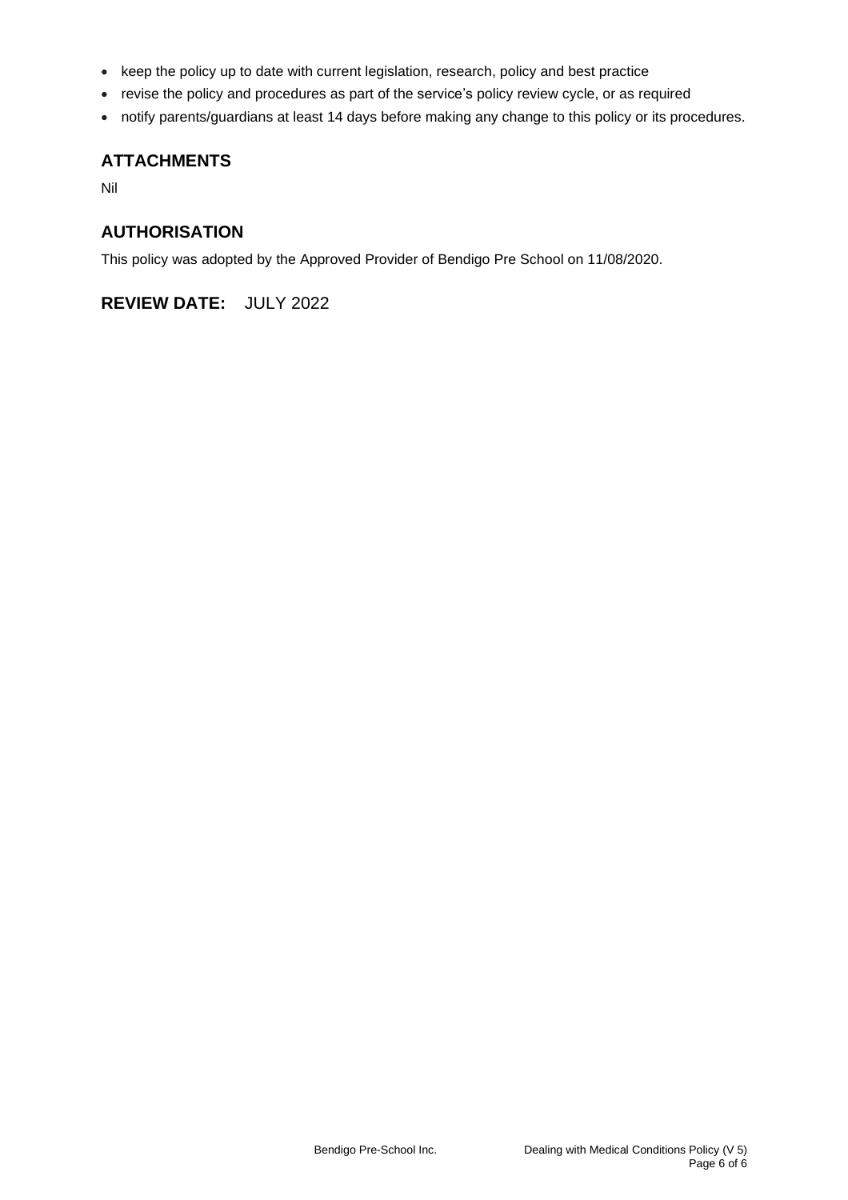- keep the policy up to date with current legislation, research, policy and best practice
- revise the policy and procedures as part of the service's policy review cycle, or as required
- notify parents/guardians at least 14 days before making any change to this policy or its procedures.

## ATTACHMENTS

Nil

## AUTHORISATION

This policy was adopted by the Approved Provider of Bendigo Pre School on 11/08/2020.

## REVIEW DATE: JULY 2022